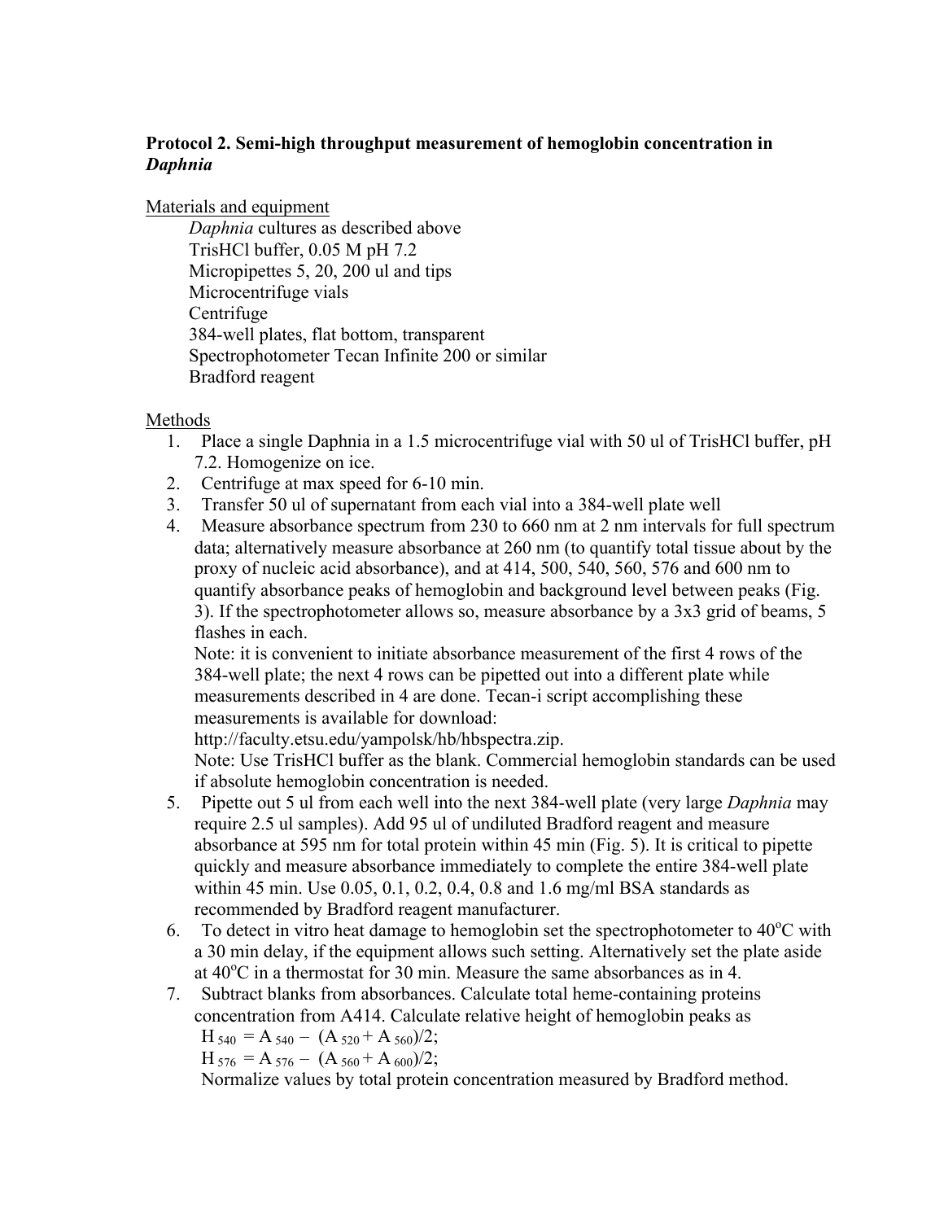**Protocol 2. Semi-high throughput measurement of hemoglobin concentration in *Daphnia***

Materials and equipment

*Daphnia* cultures as described above  
TrisHCl buffer, 0.05 M pH 7.2  
Micropipettes 5, 20, 200 ul and tips  
Microcentrifuge vials  
Centrifuge  
384-well plates, flat bottom, transparent  
Spectrophotometer Tecan Infinite 200 or similar  
Bradford reagent

Methods

1. Place a single Daphnia in a 1.5 microcentrifuge vial with 50 ul of TrisHCl buffer, pH 7.2. Homogenize on ice.
2. Centrifuge at max speed for 6-10 min.
3. Transfer 50 ul of supernatant from each vial into a 384-well plate well
4. Measure absorbance spectrum from 230 to 660 nm at 2 nm intervals for full spectrum data; alternatively measure absorbance at 260 nm (to quantify total tissue about by the proxy of nucleic acid absorbance), and at 414, 500, 540, 560, 576 and 600 nm to quantify absorbance peaks of hemoglobin and background level between peaks (Fig. 3). If the spectrophotometer allows so, measure absorbance by a 3x3 grid of beams, 5 flashes in each.  
   Note: it is convenient to initiate absorbance measurement of the first 4 rows of the 384-well plate; the next 4 rows can be pipetted out into a different plate while measurements described in 4 are done. Tecan-i script accomplishing these measurements is available for download:  
   http://faculty.etsu.edu/yampolsk/hb/hbspectra.zip.  
   Note: Use TrisHCl buffer as the blank. Commercial hemoglobin standards can be used if absolute hemoglobin concentration is needed.
5. Pipette out 5 ul from each well into the next 384-well plate (very large *Daphnia* may require 2.5 ul samples). Add 95 ul of undiluted Bradford reagent and measure absorbance at 595 nm for total protein within 45 min (Fig. 5). It is critical to pipette quickly and measure absorbance immediately to complete the entire 384-well plate within 45 min. Use 0.05, 0.1, 0.2, 0.4, 0.8 and 1.6 mg/ml BSA standards as recommended by Bradford reagent manufacturer.
6. To detect in vitro heat damage to hemoglobin set the spectrophotometer to 40°C with a 30 min delay, if the equipment allows such setting. Alternatively set the plate aside at 40°C in a thermostat for 30 min. Measure the same absorbances as in 4.
7. Subtract blanks from absorbances. Calculate total heme-containing proteins concentration from A414. Calculate relative height of hemoglobin peaks as  
   $H_{540} = A_{540} - (A_{520} + A_{560})/2;$  
   $H_{576} = A_{576} - (A_{560} + A_{600})/2;$  
   Normalize values by total protein concentration measured by Bradford method.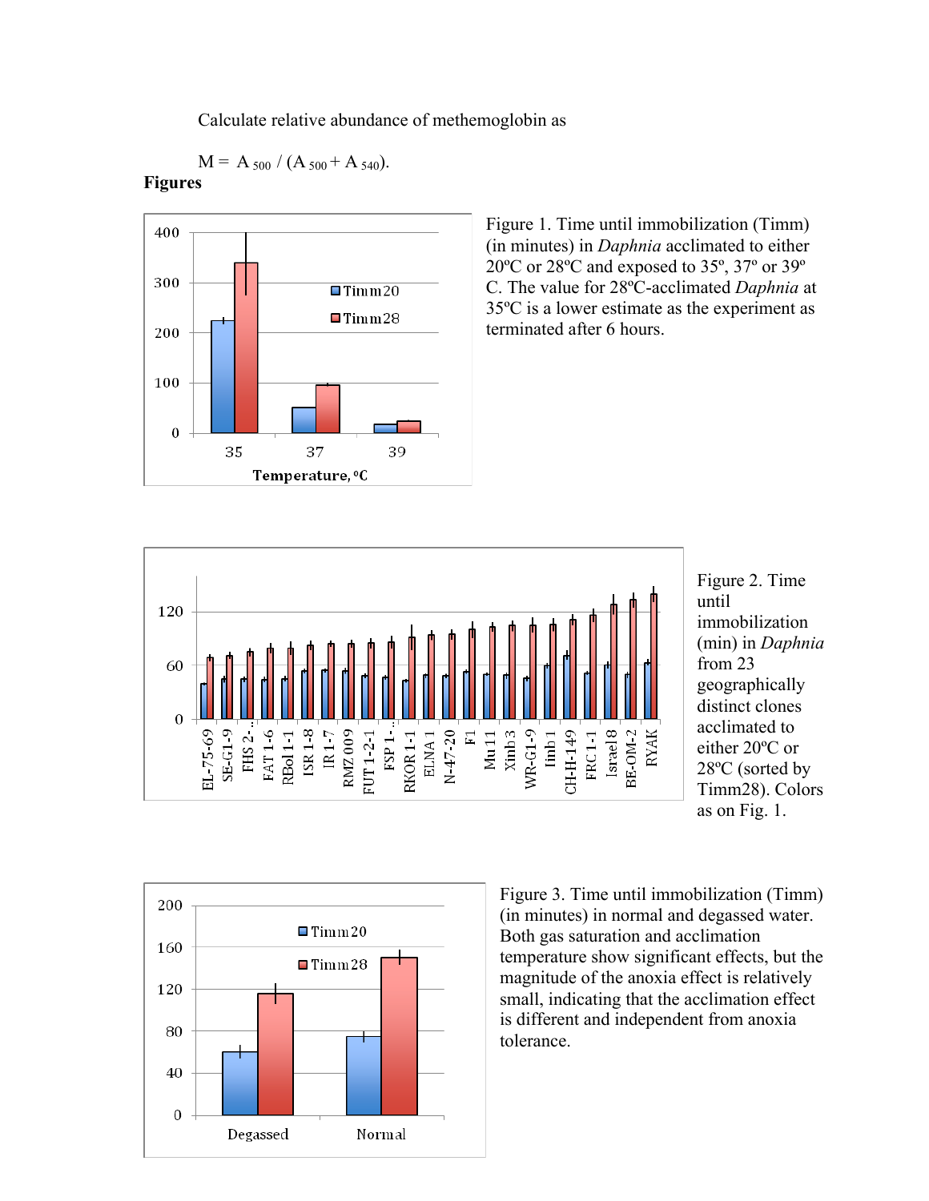Calculate relative abundance of methemoglobin as

$$M = A_{500} / (A_{500} + A_{540}).$$

**Figures**

Figure 1. Time until immobilization (Timm) (in minutes) in *Daphnia* acclimated to either 20ºC or 28ºC and exposed to 35º, 37º or 39º C. The value for 28ºC-acclimated *Daphnia* at 35ºC is a lower estimate as the experiment as terminated after 6 hours.

Figure 2. Time until immobilization (min) in *Daphnia* from 23 geographically distinct clones acclimated to either 20ºC or 28ºC (sorted by Timm28). Colors as on Fig. 1.

Figure 3. Time until immobilization (Timm) (in minutes) in normal and degassed water. Both gas saturation and acclimation temperature show significant effects, but the magnitude of the anoxia effect is relatively small, indicating that the acclimation effect is different and independent from anoxia tolerance.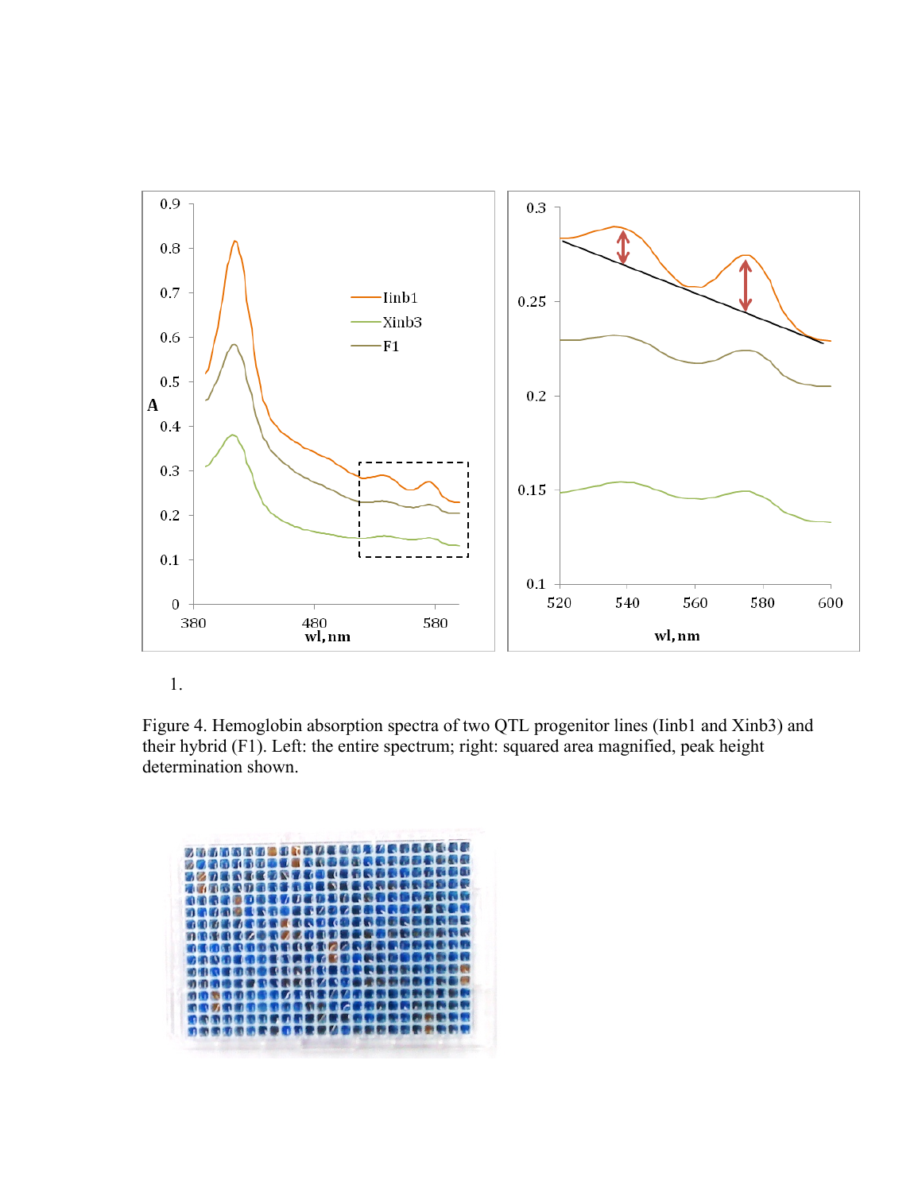1.

Figure 4. Hemoglobin absorption spectra of two QTL progenitor lines (Iinb1 and Xinb3) and their hybrid (F1). Left: the entire spectrum; right: squared area magnified, peak height determination shown.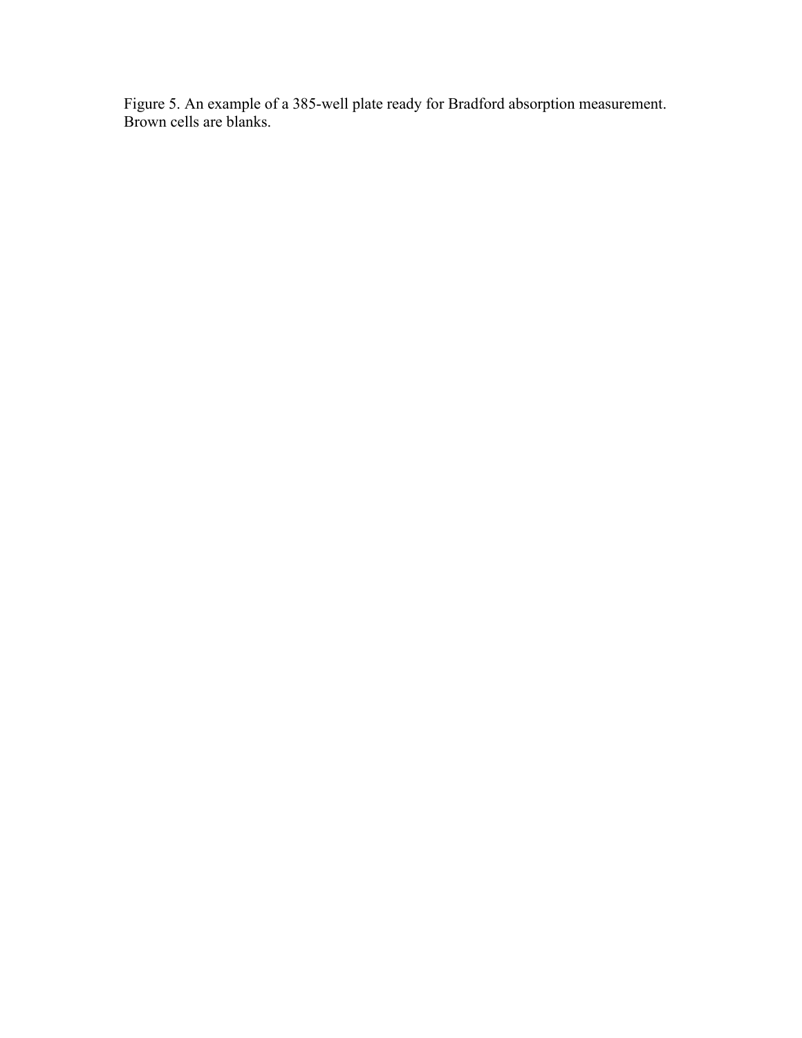Figure 5. An example of a 385-well plate ready for Bradford absorption measurement. Brown cells are blanks.